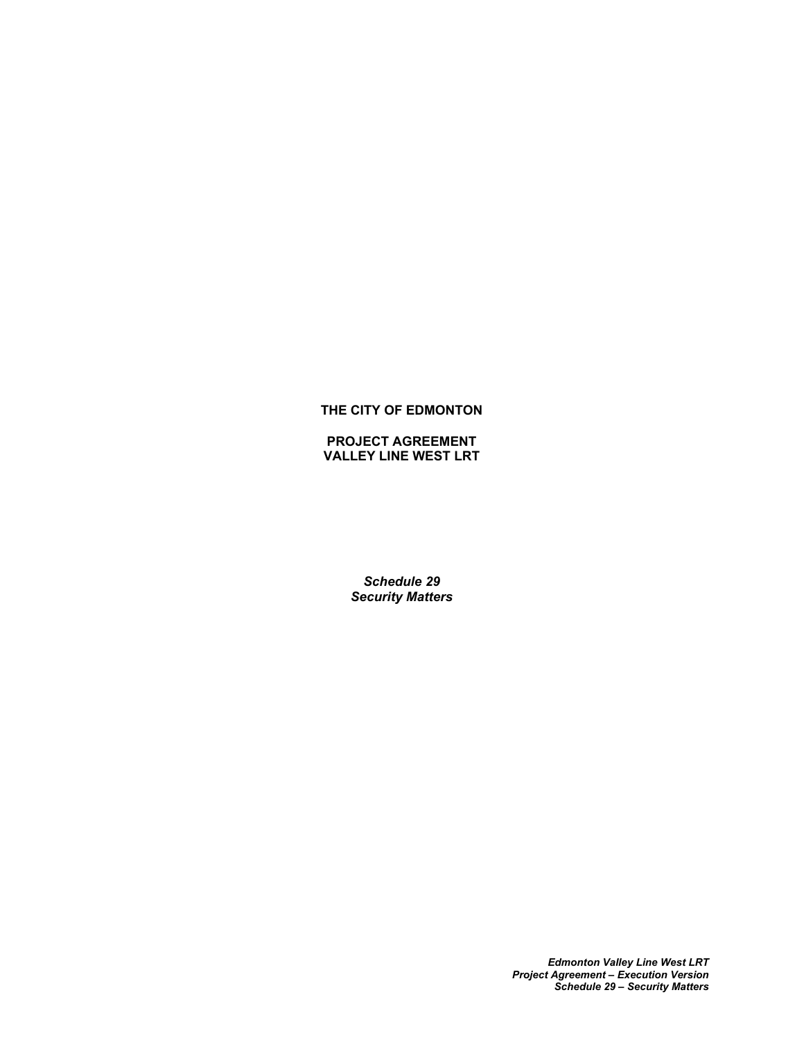**THE CITY OF EDMONTON**

**PROJECT AGREEMENT**
**VALLEY LINE WEST LRT**

***Schedule 29***
***Security Matters***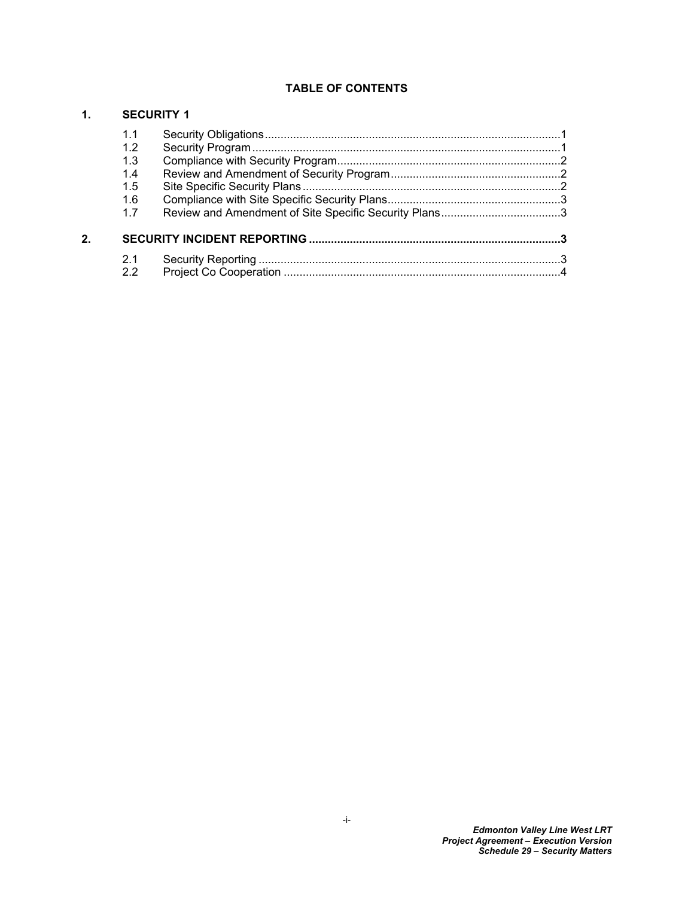## TABLE OF CONTENTS

**1. SECURITY 1**

- 1.1 Security Obligations.....1
- 1.2 Security Program.....1
- 1.3 Compliance with Security Program.....2
- 1.4 Review and Amendment of Security Program.....2
- 1.5 Site Specific Security Plans.....2
- 1.6 Compliance with Site Specific Security Plans.....3
- 1.7 Review and Amendment of Site Specific Security Plans.....3

**2. SECURITY INCIDENT REPORTING.....3**

- 2.1 Security Reporting.....3
- 2.2 Project Co Cooperation.....4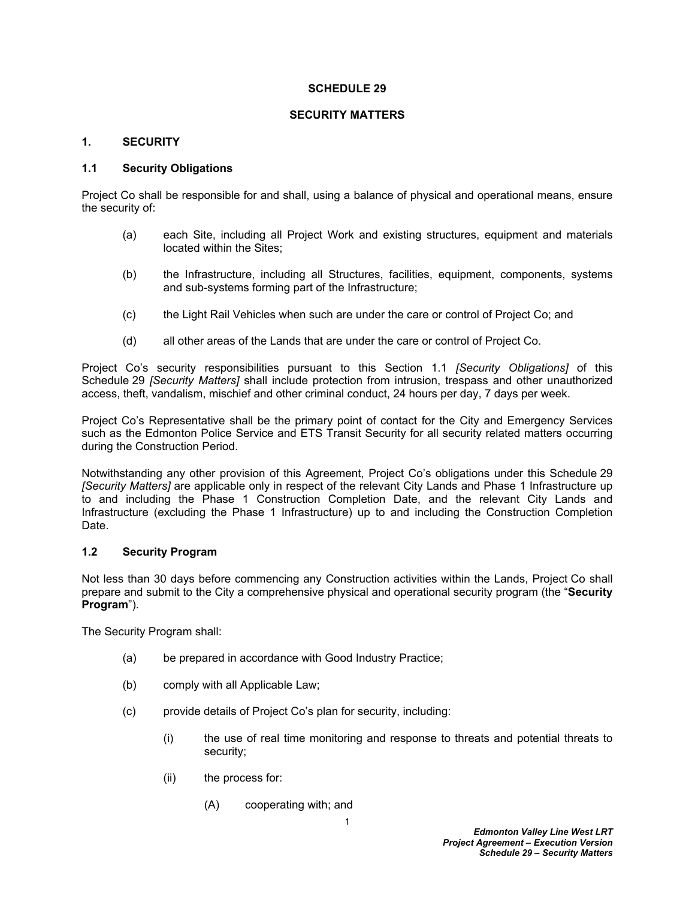# SCHEDULE 29

## SECURITY MATTERS

### 1. SECURITY

#### 1.1 Security Obligations

Project Co shall be responsible for and shall, using a balance of physical and operational means, ensure the security of:

(a) each Site, including all Project Work and existing structures, equipment and materials located within the Sites;

(b) the Infrastructure, including all Structures, facilities, equipment, components, systems and sub-systems forming part of the Infrastructure;

(c) the Light Rail Vehicles when such are under the care or control of Project Co; and

(d) all other areas of the Lands that are under the care or control of Project Co.

Project Co's security responsibilities pursuant to this Section 1.1 *[Security Obligations]* of this Schedule 29 *[Security Matters]* shall include protection from intrusion, trespass and other unauthorized access, theft, vandalism, mischief and other criminal conduct, 24 hours per day, 7 days per week.

Project Co's Representative shall be the primary point of contact for the City and Emergency Services such as the Edmonton Police Service and ETS Transit Security for all security related matters occurring during the Construction Period.

Notwithstanding any other provision of this Agreement, Project Co's obligations under this Schedule 29 *[Security Matters]* are applicable only in respect of the relevant City Lands and Phase 1 Infrastructure up to and including the Phase 1 Construction Completion Date, and the relevant City Lands and Infrastructure (excluding the Phase 1 Infrastructure) up to and including the Construction Completion Date.

#### 1.2 Security Program

Not less than 30 days before commencing any Construction activities within the Lands, Project Co shall prepare and submit to the City a comprehensive physical and operational security program (the "**Security Program**").

The Security Program shall:

(a) be prepared in accordance with Good Industry Practice;

(b) comply with all Applicable Law;

(c) provide details of Project Co's plan for security, including:

  (i) the use of real time monitoring and response to threats and potential threats to security;

  (ii) the process for:

    (A) cooperating with; and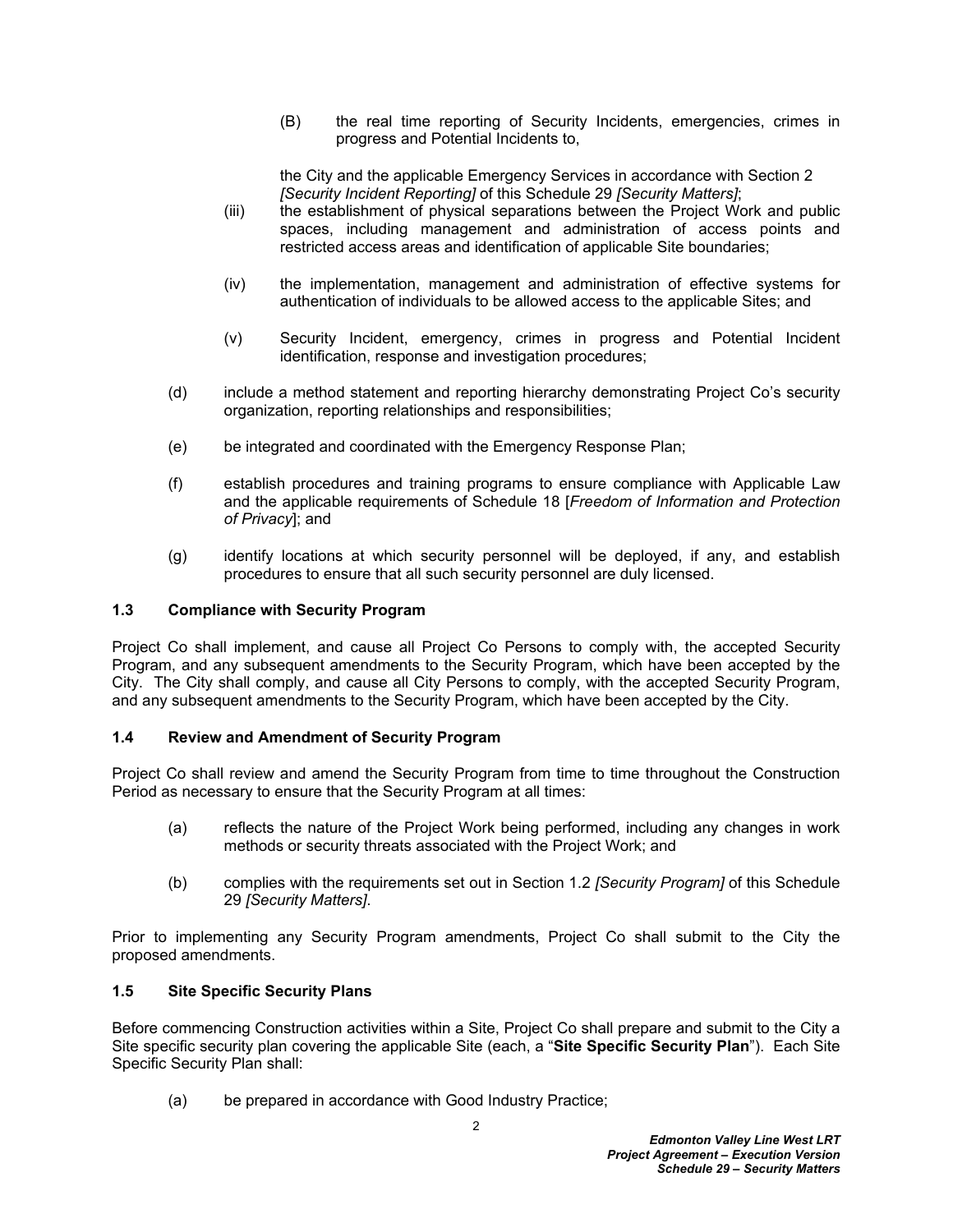(B) the real time reporting of Security Incidents, emergencies, crimes in progress and Potential Incidents to,

the City and the applicable Emergency Services in accordance with Section 2 *[Security Incident Reporting]* of this Schedule 29 *[Security Matters]*;

(iii) the establishment of physical separations between the Project Work and public spaces, including management and administration of access points and restricted access areas and identification of applicable Site boundaries;

(iv) the implementation, management and administration of effective systems for authentication of individuals to be allowed access to the applicable Sites; and

(v) Security Incident, emergency, crimes in progress and Potential Incident identification, response and investigation procedures;

(d) include a method statement and reporting hierarchy demonstrating Project Co's security organization, reporting relationships and responsibilities;

(e) be integrated and coordinated with the Emergency Response Plan;

(f) establish procedures and training programs to ensure compliance with Applicable Law and the applicable requirements of Schedule 18 [*Freedom of Information and Protection of Privacy*]; and

(g) identify locations at which security personnel will be deployed, if any, and establish procedures to ensure that all such security personnel are duly licensed.

### 1.3 Compliance with Security Program

Project Co shall implement, and cause all Project Co Persons to comply with, the accepted Security Program, and any subsequent amendments to the Security Program, which have been accepted by the City. The City shall comply, and cause all City Persons to comply, with the accepted Security Program, and any subsequent amendments to the Security Program, which have been accepted by the City.

### 1.4 Review and Amendment of Security Program

Project Co shall review and amend the Security Program from time to time throughout the Construction Period as necessary to ensure that the Security Program at all times:

(a) reflects the nature of the Project Work being performed, including any changes in work methods or security threats associated with the Project Work; and

(b) complies with the requirements set out in Section 1.2 *[Security Program]* of this Schedule 29 *[Security Matters]*.

Prior to implementing any Security Program amendments, Project Co shall submit to the City the proposed amendments.

### 1.5 Site Specific Security Plans

Before commencing Construction activities within a Site, Project Co shall prepare and submit to the City a Site specific security plan covering the applicable Site (each, a "**Site Specific Security Plan**"). Each Site Specific Security Plan shall:

(a) be prepared in accordance with Good Industry Practice;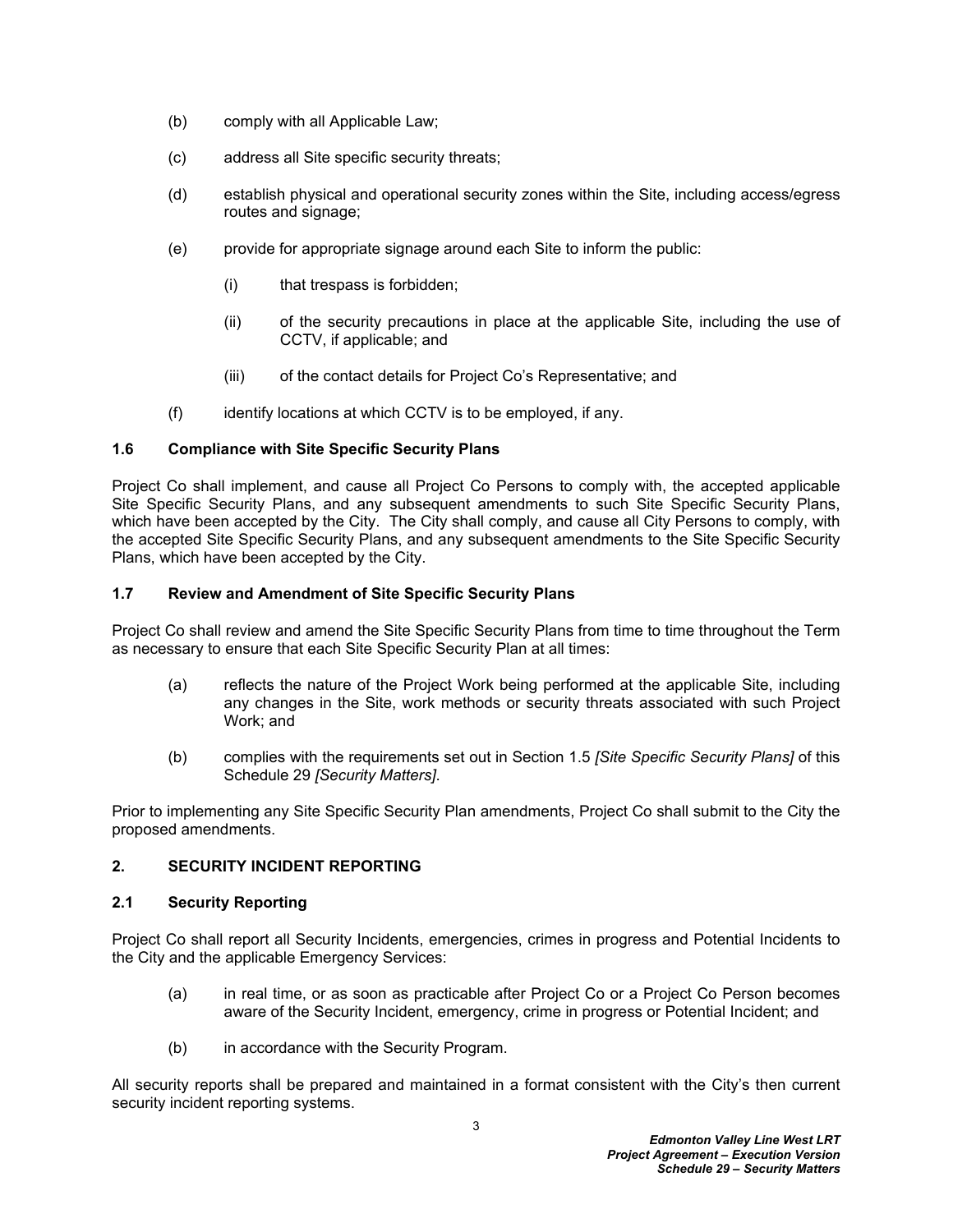(b) comply with all Applicable Law;

(c) address all Site specific security threats;

(d) establish physical and operational security zones within the Site, including access/egress routes and signage;

(e) provide for appropriate signage around each Site to inform the public:

  (i) that trespass is forbidden;

  (ii) of the security precautions in place at the applicable Site, including the use of CCTV, if applicable; and

  (iii) of the contact details for Project Co's Representative; and

(f) identify locations at which CCTV is to be employed, if any.

### 1.6 Compliance with Site Specific Security Plans

Project Co shall implement, and cause all Project Co Persons to comply with, the accepted applicable Site Specific Security Plans, and any subsequent amendments to such Site Specific Security Plans, which have been accepted by the City. The City shall comply, and cause all City Persons to comply, with the accepted Site Specific Security Plans, and any subsequent amendments to the Site Specific Security Plans, which have been accepted by the City.

### 1.7 Review and Amendment of Site Specific Security Plans

Project Co shall review and amend the Site Specific Security Plans from time to time throughout the Term as necessary to ensure that each Site Specific Security Plan at all times:

(a) reflects the nature of the Project Work being performed at the applicable Site, including any changes in the Site, work methods or security threats associated with such Project Work; and

(b) complies with the requirements set out in Section 1.5 *[Site Specific Security Plans]* of this Schedule 29 *[Security Matters]*.

Prior to implementing any Site Specific Security Plan amendments, Project Co shall submit to the City the proposed amendments.

## 2. SECURITY INCIDENT REPORTING

### 2.1 Security Reporting

Project Co shall report all Security Incidents, emergencies, crimes in progress and Potential Incidents to the City and the applicable Emergency Services:

(a) in real time, or as soon as practicable after Project Co or a Project Co Person becomes aware of the Security Incident, emergency, crime in progress or Potential Incident; and

(b) in accordance with the Security Program.

All security reports shall be prepared and maintained in a format consistent with the City's then current security incident reporting systems.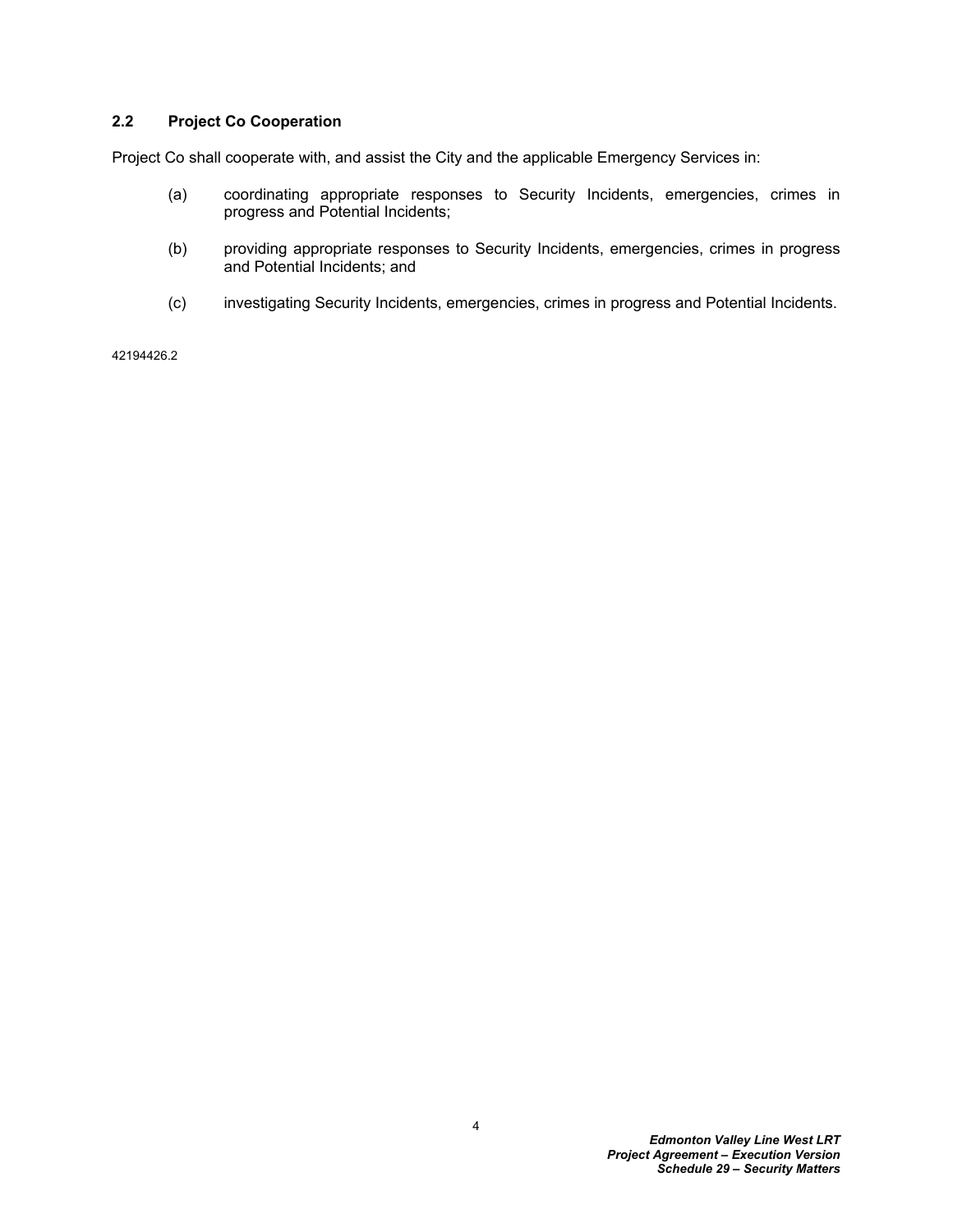### 2.2 Project Co Cooperation

Project Co shall cooperate with, and assist the City and the applicable Emergency Services in:

(a) coordinating appropriate responses to Security Incidents, emergencies, crimes in progress and Potential Incidents;

(b) providing appropriate responses to Security Incidents, emergencies, crimes in progress and Potential Incidents; and

(c) investigating Security Incidents, emergencies, crimes in progress and Potential Incidents.

42194426.2